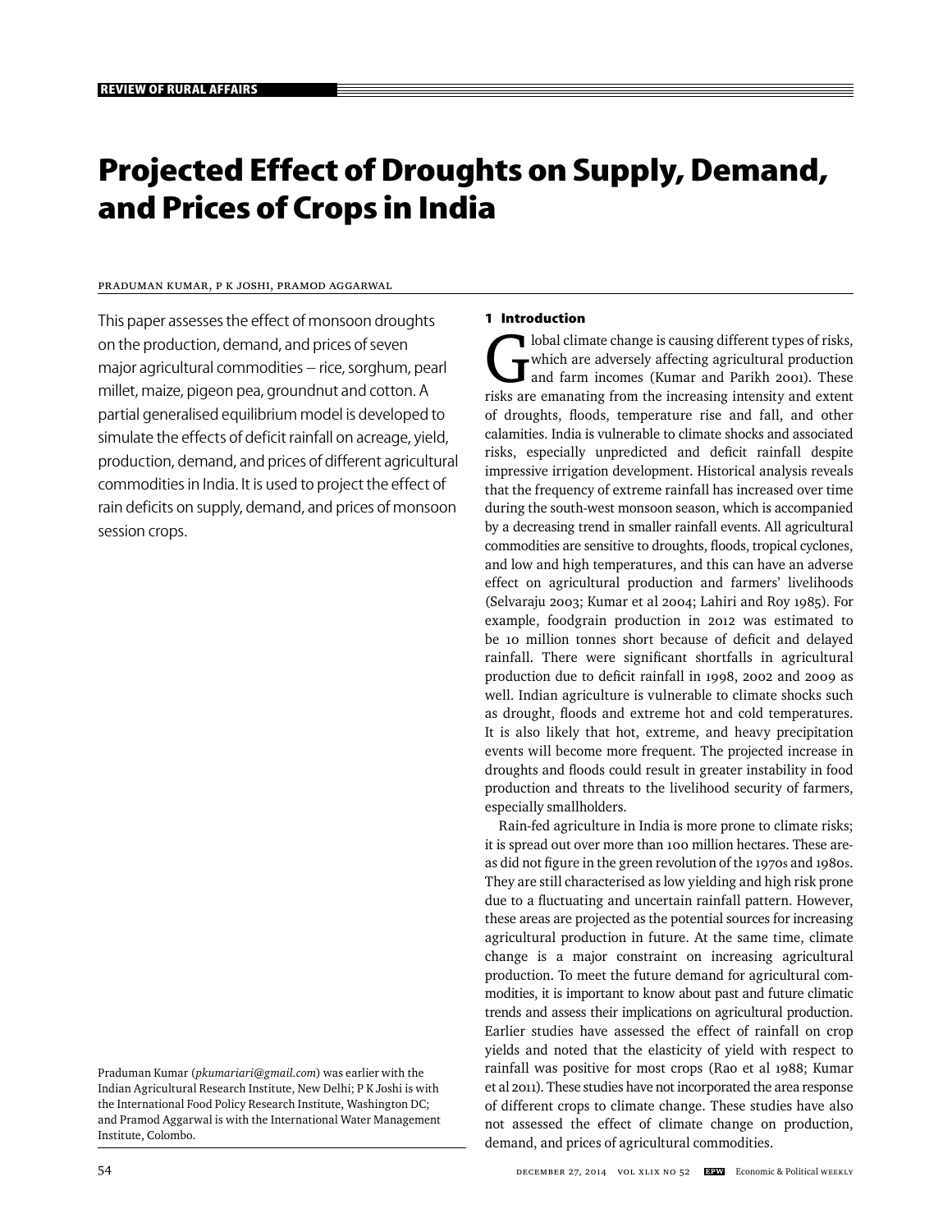# Projected Effect of Droughts on Supply, Demand, and Prices of Crops in India

PRADUMAN KUMAR, P K JOSHI, PRAMOD AGGARWAL

This paper assesses the effect of monsoon droughts on the production, demand, and prices of seven major agricultural commodities – rice, sorghum, pearl millet, maize, pigeon pea, groundnut and cotton. A partial generalised equilibrium model is developed to simulate the effects of deficit rainfall on acreage, yield, production, demand, and prices of different agricultural commodities in India. It is used to project the effect of rain deficits on supply, demand, and prices of monsoon session crops.

Praduman Kumar (*pkumariari@gmail.com*) was earlier with the Indian Agricultural Research Institute, New Delhi; P K Joshi is with the International Food Policy Research Institute, Washington DC; and Pramod Aggarwal is with the International Water Management Institute, Colombo.

## 1 Introduction

Global climate change is causing different types of risks, which are adversely affecting agricultural production and farm incomes (Kumar and Parikh 2001). These risks are emanating from the increasing intensity and extent of droughts, floods, temperature rise and fall, and other calamities. India is vulnerable to climate shocks and associated risks, especially unpredicted and deficit rainfall despite impressive irrigation development. Historical analysis reveals that the frequency of extreme rainfall has increased over time during the south-west monsoon season, which is accompanied by a decreasing trend in smaller rainfall events. All agricultural commodities are sensitive to droughts, floods, tropical cyclones, and low and high temperatures, and this can have an adverse effect on agricultural production and farmers' livelihoods (Selvaraju 2003; Kumar et al 2004; Lahiri and Roy 1985). For example, foodgrain production in 2012 was estimated to be 10 million tonnes short because of deficit and delayed rainfall. There were significant shortfalls in agricultural production due to deficit rainfall in 1998, 2002 and 2009 as well. Indian agriculture is vulnerable to climate shocks such as drought, floods and extreme hot and cold temperatures. It is also likely that hot, extreme, and heavy precipitation events will become more frequent. The projected increase in droughts and floods could result in greater instability in food production and threats to the livelihood security of farmers, especially smallholders.

Rain-fed agriculture in India is more prone to climate risks; it is spread out over more than 100 million hectares. These areas did not figure in the green revolution of the 1970s and 1980s. They are still characterised as low yielding and high risk prone due to a fluctuating and uncertain rainfall pattern. However, these areas are projected as the potential sources for increasing agricultural production in future. At the same time, climate change is a major constraint on increasing agricultural production. To meet the future demand for agricultural commodities, it is important to know about past and future climatic trends and assess their implications on agricultural production. Earlier studies have assessed the effect of rainfall on crop yields and noted that the elasticity of yield with respect to rainfall was positive for most crops (Rao et al 1988; Kumar et al 2011). These studies have not incorporated the area response of different crops to climate change. These studies have also not assessed the effect of climate change on production, demand, and prices of agricultural commodities.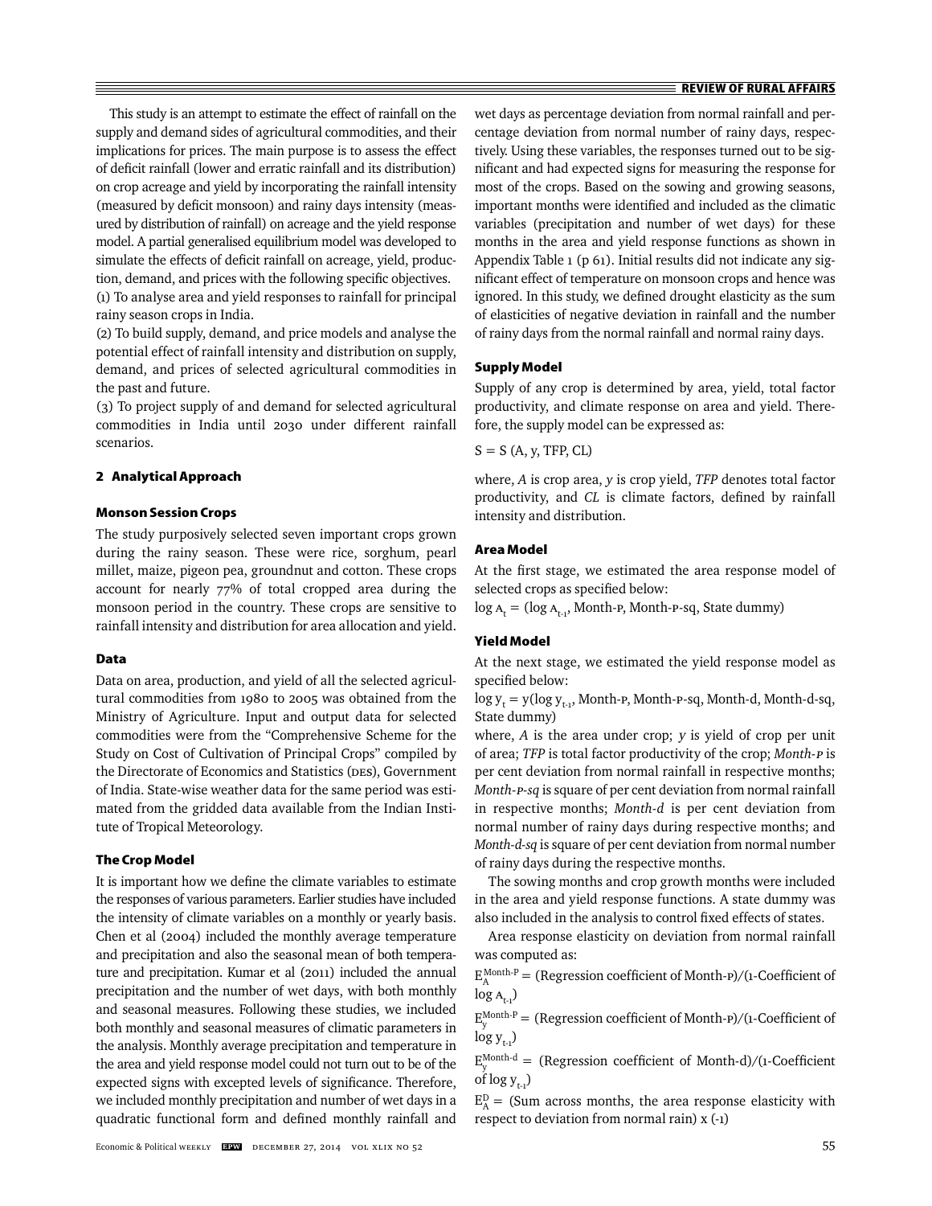This study is an attempt to estimate the effect of rainfall on the supply and demand sides of agricultural commodities, and their implications for prices. The main purpose is to assess the effect of deficit rainfall (lower and erratic rainfall and its distribution) on crop acreage and yield by incorporating the rainfall intensity (measured by deficit monsoon) and rainy days intensity (measured by distribution of rainfall) on acreage and the yield response model. A partial generalised equilibrium model was developed to simulate the effects of deficit rainfall on acreage, yield, production, demand, and prices with the following specific objectives.

(1) To analyse area and yield responses to rainfall for principal rainy season crops in India.

(2) To build supply, demand, and price models and analyse the potential effect of rainfall intensity and distribution on supply, demand, and prices of selected agricultural commodities in the past and future.

(3) To project supply of and demand for selected agricultural commodities in India until 2030 under different rainfall scenarios.

## 2 Analytical Approach

### Monson Session Crops

The study purposively selected seven important crops grown during the rainy season. These were rice, sorghum, pearl millet, maize, pigeon pea, groundnut and cotton. These crops account for nearly 77% of total cropped area during the monsoon period in the country. These crops are sensitive to rainfall intensity and distribution for area allocation and yield.

### Data

Data on area, production, and yield of all the selected agricultural commodities from 1980 to 2005 was obtained from the Ministry of Agriculture. Input and output data for selected commodities were from the "Comprehensive Scheme for the Study on Cost of Cultivation of Principal Crops" compiled by the Directorate of Economics and Statistics (DES), Government of India. State-wise weather data for the same period was estimated from the gridded data available from the Indian Institute of Tropical Meteorology.

### The Crop Model

It is important how we define the climate variables to estimate the responses of various parameters. Earlier studies have included the intensity of climate variables on a monthly or yearly basis. Chen et al (2004) included the monthly average temperature and precipitation and also the seasonal mean of both temperature and precipitation. Kumar et al (2011) included the annual precipitation and the number of wet days, with both monthly and seasonal measures. Following these studies, we included both monthly and seasonal measures of climatic parameters in the analysis. Monthly average precipitation and temperature in the area and yield response model could not turn out to be of the expected signs with excepted levels of significance. Therefore, we included monthly precipitation and number of wet days in a quadratic functional form and defined monthly rainfall and wet days as percentage deviation from normal rainfall and percentage deviation from normal number of rainy days, respectively. Using these variables, the responses turned out to be significant and had expected signs for measuring the response for most of the crops. Based on the sowing and growing seasons, important months were identified and included as the climatic variables (precipitation and number of wet days) for these months in the area and yield response functions as shown in Appendix Table 1 (p 61). Initial results did not indicate any significant effect of temperature on monsoon crops and hence was ignored. In this study, we defined drought elasticity as the sum of elasticities of negative deviation in rainfall and the number of rainy days from the normal rainfall and normal rainy days.

### Supply Model

Supply of any crop is determined by area, yield, total factor productivity, and climate response on area and yield. Therefore, the supply model can be expressed as:

$S = S\ (A, y, TFP, CL)$

where, *A* is crop area, *y* is crop yield, *TFP* denotes total factor productivity, and *CL* is climate factors, defined by rainfall intensity and distribution.

### Area Model

At the first stage, we estimated the area response model of selected crops as specified below:

$\log A_t = (\log A_{t-1}$, Month-P, Month-P-sq, State dummy)

### Yield Model

At the next stage, we estimated the yield response model as specified below:

$\log y_t = y(\log y_{t-1}$, Month-P, Month-P-sq, Month-d, Month-d-sq, State dummy)

where, *A* is the area under crop; *y* is yield of crop per unit of area; *TFP* is total factor productivity of the crop; *Month-P* is per cent deviation from normal rainfall in respective months; *Month-P-sq* is square of per cent deviation from normal rainfall in respective months; *Month-d* is per cent deviation from normal number of rainy days during respective months; and *Month-d-sq* is square of per cent deviation from normal number of rainy days during the respective months.

The sowing months and crop growth months were included in the area and yield response functions. A state dummy was also included in the analysis to control fixed effects of states.

Area response elasticity on deviation from normal rainfall was computed as:

$E_A^{Month\text{-}P}$ = (Regression coefficient of Month-P)/(1-Coefficient of $\log A_{t-1}$)

$E_y^{Month\text{-}P}$ = (Regression coefficient of Month-P)/(1-Coefficient of $\log y_{t-1}$)

$E_y^{Month\text{-}d}$ = (Regression coefficient of Month-d)/(1-Coefficient of $\log y_{t-1}$)

$E_A^{D}$ = (Sum across months, the area response elasticity with respect to deviation from normal rain) x (-1)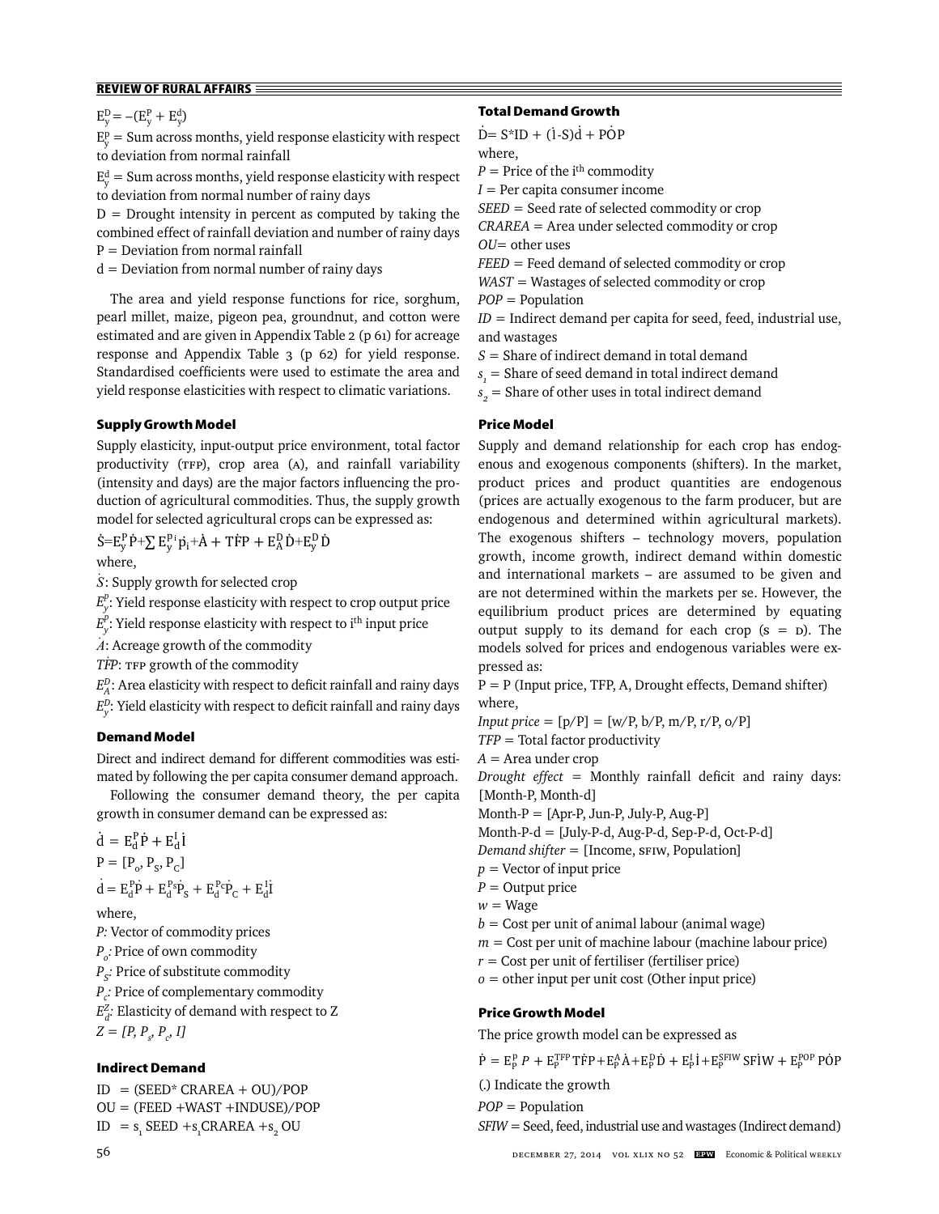$E_y^D = -(E_y^P + E_y^d)$

$E_y^P$ = Sum across months, yield response elasticity with respect to deviation from normal rainfall

$E_y^d$ = Sum across months, yield response elasticity with respect to deviation from normal number of rainy days

D = Drought intensity in percent as computed by taking the combined effect of rainfall deviation and number of rainy days

P = Deviation from normal rainfall

d = Deviation from normal number of rainy days

The area and yield response functions for rice, sorghum, pearl millet, maize, pigeon pea, groundnut, and cotton were estimated and are given in Appendix Table 2 (p 61) for acreage response and Appendix Table 3 (p 62) for yield response. Standardised coefficients were used to estimate the area and yield response elasticities with respect to climatic variations.

### Supply Growth Model

Supply elasticity, input-output price environment, total factor productivity (TFP), crop area (A), and rainfall variability (intensity and days) are the major factors influencing the production of agricultural commodities. Thus, the supply growth model for selected agricultural crops can be expressed as:

$$\dot{S} = E_y^P \dot{P} + \sum E_y^{P_i} \dot{p}_i + \dot{A} + T\dot{F}P + E_A^D \dot{D} + E_y^D \dot{D}$$

where,

$\dot{S}$: Supply growth for selected crop

$E_y^P$: Yield response elasticity with respect to crop output price

$E_y^{P_i}$: Yield response elasticity with respect to i[th] input price

$\dot{A}$: Acreage growth of the commodity

$T\dot{F}P$: TFP growth of the commodity

$E_A^D$: Area elasticity with respect to deficit rainfall and rainy days

$E_y^D$: Yield elasticity with respect to deficit rainfall and rainy days

### Demand Model

Direct and indirect demand for different commodities was estimated by following the per capita consumer demand approach.

Following the consumer demand theory, the per capita growth in consumer demand can be expressed as:

$$\dot{d} = E_d^P \dot{P} + E_d^I \dot{I}$$

$$P = [P_o, P_S, P_C]$$

$$\dot{d} = E_d^P \dot{P} + E_d^{P_S} \dot{P}_S + E_d^{P_C} \dot{P}_C + E_d^I \dot{I}$$

where,

*P:* Vector of commodity prices

$P_o$: Price of own commodity

$P_S$: Price of substitute commodity

$P_c$: Price of complementary commodity

$E_d^Z$: Elasticity of demand with respect to Z

$Z = [P, P_s, P_c, I]$

### Indirect Demand

ID = (SEED* CRAREA + OU)/POP

OU = (FEED + WAST + INDUSE)/POP

ID = $s_1$ SEED + $s_1$ CRAREA + $s_2$ OU

### Total Demand Growth

$$\dot{D} = S^*\dot{ID} + (\dot{1}\text{-}S)\dot{d} + P\dot{O}P$$

where,

*P* = Price of the i[th] commodity

*I* = Per capita consumer income

*SEED* = Seed rate of selected commodity or crop

*CRAREA* = Area under selected commodity or crop

*OU* = other uses

*FEED* = Feed demand of selected commodity or crop

*WAST* = Wastages of selected commodity or crop

*POP* = Population

*ID* = Indirect demand per capita for seed, feed, industrial use, and wastages

*S* = Share of indirect demand in total demand

$s_1$ = Share of seed demand in total indirect demand

$s_2$ = Share of other uses in total indirect demand

### Price Model

Supply and demand relationship for each crop has endogenous and exogenous components (shifters). In the market, product prices and product quantities are endogenous (prices are actually exogenous to the farm producer, but are endogenous and determined within agricultural markets). The exogenous shifters – technology movers, population growth, income growth, indirect demand within domestic and international markets – are assumed to be given and are not determined within the markets per se. However, the equilibrium product prices are determined by equating output supply to its demand for each crop (S = D). The models solved for prices and endogenous variables were expressed as:

P = P (Input price, TFP, A, Drought effects, Demand shifter)

where,

*Input price* = [p/P] = [w/P, b/P, m/P, r/P, o/P]

*TFP* = Total factor productivity

*A* = Area under crop

*Drought effect* = Monthly rainfall deficit and rainy days: [Month-P, Month-d]

Month-P = [Apr-P, Jun-P, July-P, Aug-P]

Month-P-d = [July-P-d, Aug-P-d, Sep-P-d, Oct-P-d]

*Demand shifter* = [Income, SFIW, Population]

*p* = Vector of input price

*P* = Output price

*w* = Wage

*b* = Cost per unit of animal labour (animal wage)

*m* = Cost per unit of machine labour (machine labour price)

*r* = Cost per unit of fertiliser (fertiliser price)

*o* = other input per unit cost (Other input price)

### Price Growth Model

The price growth model can be expressed as

$$\dot{P} = E_P^p\, P + E_P^{TFP}\, T\dot{F}P + E_P^A \dot{A} + E_P^D \dot{D} + E_P^I \dot{I} + E_P^{SFIW}\, SF\dot{I}W + E_P^{POP}\, P\dot{O}P$$

(.) Indicate the growth

*POP* = Population

*SFIW* = Seed, feed, industrial use and wastages (Indirect demand)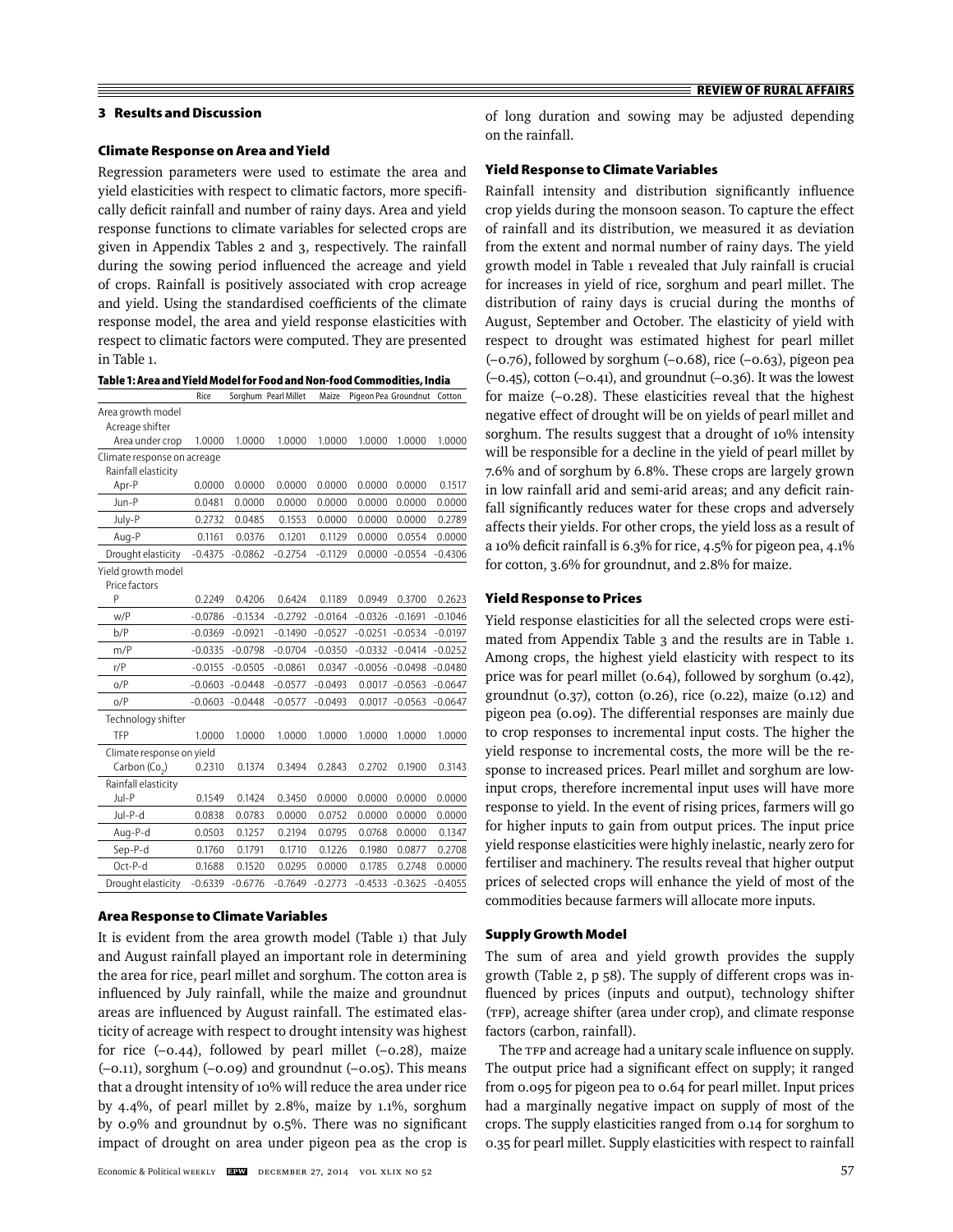## 3 Results and Discussion

### Climate Response on Area and Yield

Regression parameters were used to estimate the area and yield elasticities with respect to climatic factors, more specifically deficit rainfall and number of rainy days. Area and yield response functions to climate variables for selected crops are given in Appendix Tables 2 and 3, respectively. The rainfall during the sowing period influenced the acreage and yield of crops. Rainfall is positively associated with crop acreage and yield. Using the standardised coefficients of the climate response model, the area and yield response elasticities with respect to climatic factors were computed. They are presented in Table 1.

**Table 1: Area and Yield Model for Food and Non-food Commodities, India**

| | Rice | Sorghum | Pearl Millet | Maize | Pigeon Pea | Groundnut | Cotton |
|---|---|---|---|---|---|---|---|
| Area growth model | | | | | | | |
| Acreage shifter | | | | | | | |
| Area under crop | 1.0000 | 1.0000 | 1.0000 | 1.0000 | 1.0000 | 1.0000 | 1.0000 |
| Climate response on acreage | | | | | | | |
| Rainfall elasticity | | | | | | | |
| Apr-P | 0.0000 | 0.0000 | 0.0000 | 0.0000 | 0.0000 | 0.0000 | 0.1517 |
| Jun-P | 0.0481 | 0.0000 | 0.0000 | 0.0000 | 0.0000 | 0.0000 | 0.0000 |
| July-P | 0.2732 | 0.0485 | 0.1553 | 0.0000 | 0.0000 | 0.0000 | 0.2789 |
| Aug-P | 0.1161 | 0.0376 | 0.1201 | 0.1129 | 0.0000 | 0.0554 | 0.0000 |
| Drought elasticity | -0.4375 | -0.0862 | -0.2754 | -0.1129 | 0.0000 | -0.0554 | -0.4306 |
| Yield growth model | | | | | | | |
| Price factors | | | | | | | |
| P | 0.2249 | 0.4206 | 0.6424 | 0.1189 | 0.0949 | 0.3700 | 0.2623 |
| w/P | -0.0786 | -0.1534 | -0.2792 | -0.0164 | -0.0326 | -0.1691 | -0.1046 |
| b/P | -0.0369 | -0.0921 | -0.1490 | -0.0527 | -0.0251 | -0.0534 | -0.0197 |
| m/P | -0.0335 | -0.0798 | -0.0704 | -0.0350 | -0.0332 | -0.0414 | -0.0252 |
| r/P | -0.0155 | -0.0505 | -0.0861 | 0.0347 | -0.0056 | -0.0498 | -0.0480 |
| o/P | -0.0603 | -0.0448 | -0.0577 | -0.0493 | 0.0017 | -0.0563 | -0.0647 |
| o/P | -0.0603 | -0.0448 | -0.0577 | -0.0493 | 0.0017 | -0.0563 | -0.0647 |
| Technology shifter | | | | | | | |
| TFP | 1.0000 | 1.0000 | 1.0000 | 1.0000 | 1.0000 | 1.0000 | 1.0000 |
| Climate response on yield | | | | | | | |
| Carbon ($Co_2$) | 0.2310 | 0.1374 | 0.3494 | 0.2843 | 0.2702 | 0.1900 | 0.3143 |
| Rainfall elasticity | | | | | | | |
| Jul-P | 0.1549 | 0.1424 | 0.3450 | 0.0000 | 0.0000 | 0.0000 | 0.0000 |
| Jul-P-d | 0.0838 | 0.0783 | 0.0000 | 0.0752 | 0.0000 | 0.0000 | 0.0000 |
| Aug-P-d | 0.0503 | 0.1257 | 0.2194 | 0.0795 | 0.0768 | 0.0000 | 0.1347 |
| Sep-P-d | 0.1760 | 0.1791 | 0.1710 | 0.1226 | 0.1980 | 0.0877 | 0.2708 |
| Oct-P-d | 0.1688 | 0.1520 | 0.0295 | 0.0000 | 0.1785 | 0.2748 | 0.0000 |
| Drought elasticity | -0.6339 | -0.6776 | -0.7649 | -0.2773 | -0.4533 | -0.3625 | -0.4055 |

### Area Response to Climate Variables

It is evident from the area growth model (Table 1) that July and August rainfall played an important role in determining the area for rice, pearl millet and sorghum. The cotton area is influenced by July rainfall, while the maize and groundnut areas are influenced by August rainfall. The estimated elasticity of acreage with respect to drought intensity was highest for rice (–0.44), followed by pearl millet (–0.28), maize (–0.11), sorghum (–0.09) and groundnut (–0.05). This means that a drought intensity of 10% will reduce the area under rice by 4.4%, of pearl millet by 2.8%, maize by 1.1%, sorghum by 0.9% and groundnut by 0.5%. There was no significant impact of drought on area under pigeon pea as the crop is of long duration and sowing may be adjusted depending on the rainfall.

### Yield Response to Climate Variables

Rainfall intensity and distribution significantly influence crop yields during the monsoon season. To capture the effect of rainfall and its distribution, we measured it as deviation from the extent and normal number of rainy days. The yield growth model in Table 1 revealed that July rainfall is crucial for increases in yield of rice, sorghum and pearl millet. The distribution of rainy days is crucial during the months of August, September and October. The elasticity of yield with respect to drought was estimated highest for pearl millet (–0.76), followed by sorghum (–0.68), rice (–0.63), pigeon pea (–0.45), cotton (–0.41), and groundnut (–0.36). It was the lowest for maize (–0.28). These elasticities reveal that the highest negative effect of drought will be on yields of pearl millet and sorghum. The results suggest that a drought of 10% intensity will be responsible for a decline in the yield of pearl millet by 7.6% and of sorghum by 6.8%. These crops are largely grown in low rainfall arid and semi-arid areas; and any deficit rainfall significantly reduces water for these crops and adversely affects their yields. For other crops, the yield loss as a result of a 10% deficit rainfall is 6.3% for rice, 4.5% for pigeon pea, 4.1% for cotton, 3.6% for groundnut, and 2.8% for maize.

### Yield Response to Prices

Yield response elasticities for all the selected crops were estimated from Appendix Table 3 and the results are in Table 1. Among crops, the highest yield elasticity with respect to its price was for pearl millet (0.64), followed by sorghum (0.42), groundnut (0.37), cotton (0.26), rice (0.22), maize (0.12) and pigeon pea (0.09). The differential responses are mainly due to crop responses to incremental input costs. The higher the yield response to incremental costs, the more will be the response to increased prices. Pearl millet and sorghum are low-input crops, therefore incremental input uses will have more response to yield. In the event of rising prices, farmers will go for higher inputs to gain from output prices. The input price yield response elasticities were highly inelastic, nearly zero for fertiliser and machinery. The results reveal that higher output prices of selected crops will enhance the yield of most of the commodities because farmers will allocate more inputs.

### Supply Growth Model

The sum of area and yield growth provides the supply growth (Table 2, p 58). The supply of different crops was influenced by prices (inputs and output), technology shifter (TFP), acreage shifter (area under crop), and climate response factors (carbon, rainfall).

The TFP and acreage had a unitary scale influence on supply. The output price had a significant effect on supply; it ranged from 0.095 for pigeon pea to 0.64 for pearl millet. Input prices had a marginally negative impact on supply of most of the crops. The supply elasticities ranged from 0.14 for sorghum to 0.35 for pearl millet. Supply elasticities with respect to rainfall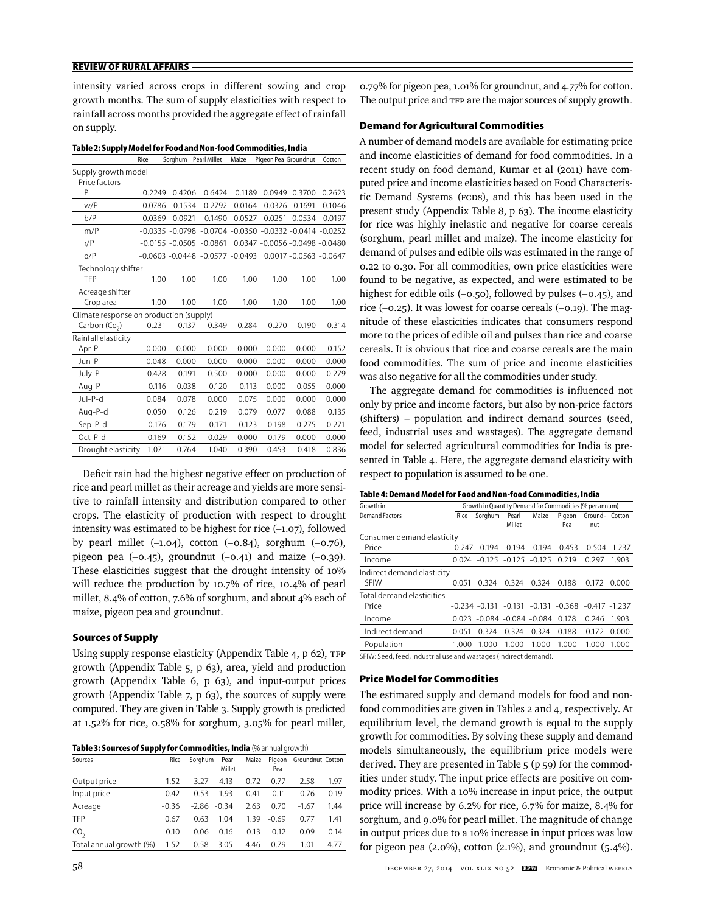intensity varied across crops in different sowing and crop growth months. The sum of supply elasticities with respect to rainfall across months provided the aggregate effect of rainfall on supply.

**Table 2: Supply Model for Food and Non-food Commodities, India**

| | Rice | Sorghum | Pearl Millet | Maize | Pigeon Pea | Groundnut | Cotton |
|---|---|---|---|---|---|---|---|
| Supply growth model | | | | | | | |
| Price factors | | | | | | | |
| P | 0.2249 | 0.4206 | 0.6424 | 0.1189 | 0.0949 | 0.3700 | 0.2623 |
| w/P | -0.0786 | -0.1534 | -0.2792 | -0.0164 | -0.0326 | -0.1691 | -0.1046 |
| b/P | -0.0369 | -0.0921 | -0.1490 | -0.0527 | -0.0251 | -0.0534 | -0.0197 |
| m/P | -0.0335 | -0.0798 | -0.0704 | -0.0350 | -0.0332 | -0.0414 | -0.0252 |
| r/P | -0.0155 | -0.0505 | -0.0861 | 0.0347 | -0.0056 | -0.0498 | -0.0480 |
| o/P | -0.0603 | -0.0448 | -0.0577 | -0.0493 | 0.0017 | -0.0563 | -0.0647 |
| Technology shifter | | | | | | | |
| TFP | 1.00 | 1.00 | 1.00 | 1.00 | 1.00 | 1.00 | 1.00 |
| Acreage shifter | | | | | | | |
| Crop area | 1.00 | 1.00 | 1.00 | 1.00 | 1.00 | 1.00 | 1.00 |
| Climate response on production (supply) | | | | | | | |
| Carbon ($CO_2$) | 0.231 | 0.137 | 0.349 | 0.284 | 0.270 | 0.190 | 0.314 |
| Rainfall elasticity | | | | | | | |
| Apr-P | 0.000 | 0.000 | 0.000 | 0.000 | 0.000 | 0.000 | 0.152 |
| Jun-P | 0.048 | 0.000 | 0.000 | 0.000 | 0.000 | 0.000 | 0.000 |
| July-P | 0.428 | 0.191 | 0.500 | 0.000 | 0.000 | 0.000 | 0.279 |
| Aug-P | 0.116 | 0.038 | 0.120 | 0.113 | 0.000 | 0.055 | 0.000 |
| Jul-P-d | 0.084 | 0.078 | 0.000 | 0.075 | 0.000 | 0.000 | 0.000 |
| Aug-P-d | 0.050 | 0.126 | 0.219 | 0.079 | 0.077 | 0.088 | 0.135 |
| Sep-P-d | 0.176 | 0.179 | 0.171 | 0.123 | 0.198 | 0.275 | 0.271 |
| Oct-P-d | 0.169 | 0.152 | 0.029 | 0.000 | 0.179 | 0.000 | 0.000 |
| Drought elasticity | -1.071 | -0.764 | -1.040 | -0.390 | -0.453 | -0.418 | -0.836 |

Deficit rain had the highest negative effect on production of rice and pearl millet as their acreage and yields are more sensitive to rainfall intensity and distribution compared to other crops. The elasticity of production with respect to drought intensity was estimated to be highest for rice (–1.07), followed by pearl millet (–1.04), cotton (–0.84), sorghum (–0.76), pigeon pea (–0.45), groundnut (–0.41) and maize (–0.39). These elasticities suggest that the drought intensity of 10% will reduce the production by 10.7% of rice, 10.4% of pearl millet, 8.4% of cotton, 7.6% of sorghum, and about 4% each of maize, pigeon pea and groundnut.

### Sources of Supply

Using supply response elasticity (Appendix Table 4, p 62), TFP growth (Appendix Table 5, p 63), area, yield and production growth (Appendix Table 6, p 63), and input-output prices growth (Appendix Table 7, p 63), the sources of supply were computed. They are given in Table 3. Supply growth is predicted at 1.52% for rice, 0.58% for sorghum, 3.05% for pearl millet, 0.79% for pigeon pea, 1.01% for groundnut, and 4.77% for cotton. The output price and TFP are the major sources of supply growth.

**Table 3: Sources of Supply for Commodities, India** (% annual growth)

| Sources | Rice | Sorghum | Pearl Millet | Maize | Pigeon Pea | Groundnut | Cotton |
|---|---|---|---|---|---|---|---|
| Output price | 1.52 | 3.27 | 4.13 | 0.72 | 0.77 | 2.58 | 1.97 |
| Input price | -0.42 | -0.53 | -1.93 | -0.41 | -0.11 | -0.76 | -0.19 |
| Acreage | -0.36 | -2.86 | -0.34 | 2.63 | 0.70 | -1.67 | 1.44 |
| TFP | 0.67 | 0.63 | 1.04 | 1.39 | -0.69 | 0.77 | 1.41 |
| $CO_2$ | 0.10 | 0.06 | 0.16 | 0.13 | 0.12 | 0.09 | 0.14 |
| Total annual growth (%) | 1.52 | 0.58 | 3.05 | 4.46 | 0.79 | 1.01 | 4.77 |

### Demand for Agricultural Commodities

A number of demand models are available for estimating price and income elasticities of demand for food commodities. In a recent study on food demand, Kumar et al (2011) have computed price and income elasticities based on Food Characteristic Demand Systems (FCDS), and this has been used in the present study (Appendix Table 8, p 63). The income elasticity for rice was highly inelastic and negative for coarse cereals (sorghum, pearl millet and maize). The income elasticity for demand of pulses and edible oils was estimated in the range of 0.22 to 0.30. For all commodities, own price elasticities were found to be negative, as expected, and were estimated to be highest for edible oils (–0.50), followed by pulses (–0.45), and rice (–0.25). It was lowest for coarse cereals (–0.19). The magnitude of these elasticities indicates that consumers respond more to the prices of edible oil and pulses than rice and coarse cereals. It is obvious that rice and coarse cereals are the main food commodities. The sum of price and income elasticities was also negative for all the commodities under study.

The aggregate demand for commodities is influenced not only by price and income factors, but also by non-price factors (shifters) – population and indirect demand sources (seed, feed, industrial uses and wastages). The aggregate demand model for selected agricultural commodities for India is presented in Table 4. Here, the aggregate demand elasticity with respect to population is assumed to be one.

**Table 4: Demand Model for Food and Non-food Commodities, India**

| Growth in Demand Factors | Growth in Quantity Demand for Commodities (% per annum) | | | | | | |
|---|---|---|---|---|---|---|---|
| | Rice | Sorghum | Pearl Millet | Maize | Pigeon Pea | Groundnut | Cotton |
| Consumer demand elasticity | | | | | | | |
| Price | -0.247 | -0.194 | -0.194 | -0.194 | -0.453 | -0.504 | -1.237 |
| Income | 0.024 | -0.125 | -0.125 | -0.125 | 0.219 | 0.297 | 1.903 |
| Indirect demand elasticity | | | | | | | |
| SFIW | 0.051 | 0.324 | 0.324 | 0.324 | 0.188 | 0.172 | 0.000 |
| Total demand elasticities | | | | | | | |
| Price | -0.234 | -0.131 | -0.131 | -0.131 | -0.368 | -0.417 | -1.237 |
| Income | 0.023 | -0.084 | -0.084 | -0.084 | 0.178 | 0.246 | 1.903 |
| Indirect demand | 0.051 | 0.324 | 0.324 | 0.324 | 0.188 | 0.172 | 0.000 |
| Population | 1.000 | 1.000 | 1.000 | 1.000 | 1.000 | 1.000 | 1.000 |

SFIW: Seed, feed, industrial use and wastages (indirect demand).

### Price Model for Commodities

The estimated supply and demand models for food and non-food commodities are given in Tables 2 and 4, respectively. At equilibrium level, the demand growth is equal to the supply growth for commodities. By solving these supply and demand models simultaneously, the equilibrium price models were derived. They are presented in Table 5 (p 59) for the commodities under study. The input price effects are positive on commodity prices. With a 10% increase in input price, the output price will increase by 6.2% for rice, 6.7% for maize, 8.4% for sorghum, and 9.0% for pearl millet. The magnitude of change in output prices due to a 10% increase in input prices was low for pigeon pea (2.0%), cotton (2.1%), and groundnut (5.4%).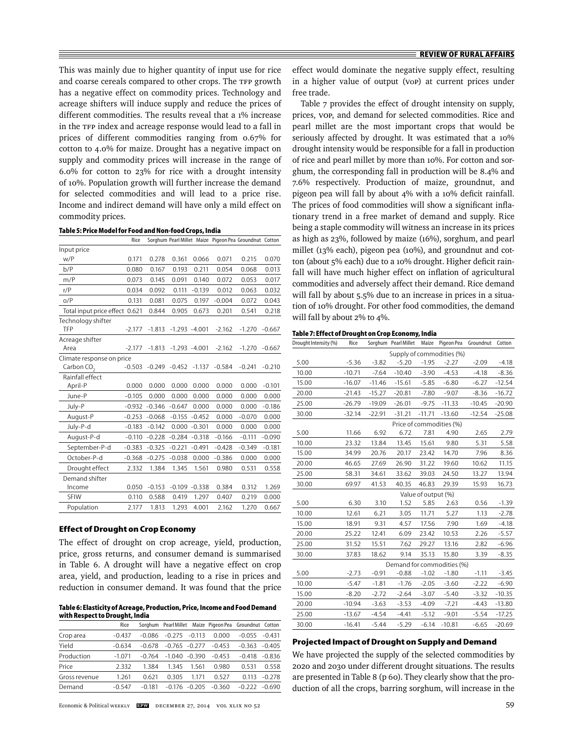This was mainly due to higher quantity of input use for rice and coarse cereals compared to other crops. The TFP growth has a negative effect on commodity prices. Technology and acreage shifters will induce supply and reduce the prices of different commodities. The results reveal that a 1% increase in the TFP index and acreage response would lead to a fall in prices of different commodities ranging from 0.67% for cotton to 4.0% for maize. Drought has a negative impact on supply and commodity prices will increase in the range of 6.0% for cotton to 23% for rice with a drought intensity of 10%. Population growth will further increase the demand for selected commodities and will lead to a price rise. Income and indirect demand will have only a mild effect on commodity prices.

**Table 5: Price Model for Food and Non-food Crops, India**

| | Rice | Sorghum | Pearl Millet | Maize | Pigeon Pea | Groundnut | Cotton |
|---|---|---|---|---|---|---|---|
| Input price | | | | | | | |
| w/P | 0.171 | 0.278 | 0.361 | 0.066 | 0.071 | 0.215 | 0.070 |
| b/P | 0.080 | 0.167 | 0.193 | 0.211 | 0.054 | 0.068 | 0.013 |
| m/P | 0.073 | 0.145 | 0.091 | 0.140 | 0.072 | 0.053 | 0.017 |
| r/P | 0.034 | 0.092 | 0.111 | −0.139 | 0.012 | 0.063 | 0.032 |
| o/P | 0.131 | 0.081 | 0.075 | 0.197 | −0.004 | 0.072 | 0.043 |
| Total input price effect | 0.621 | 0.844 | 0.905 | 0.673 | 0.201 | 0.541 | 0.218 |
| Technology shifter | | | | | | | |
| TFP | −2.177 | −1.813 | −1.293 | −4.001 | −2.162 | −1.270 | −0.667 |
| Acreage shifter | | | | | | | |
| Area | −2.177 | −1.813 | −1.293 | −4.001 | −2.162 | −1.270 | −0.667 |
| Climate response on price | | | | | | | |
| Carbon $CO_2$ | −0.503 | −0.249 | −0.452 | −1.137 | −0.584 | −0.241 | −0.210 |
| Rainfall effect | | | | | | | |
| April-P | 0.000 | 0.000 | 0.000 | 0.000 | 0.000 | 0.000 | −0.101 |
| June-P | −0.105 | 0.000 | 0.000 | 0.000 | 0.000 | 0.000 | 0.000 |
| July-P | −0.932 | −0.346 | −0.647 | 0.000 | 0.000 | 0.000 | −0.186 |
| August-P | −0.253 | −0.068 | −0.155 | −0.452 | 0.000 | −0.070 | 0.000 |
| July-P-d | −0.183 | −0.142 | 0.000 | −0.301 | 0.000 | 0.000 | 0.000 |
| August-P-d | −0.110 | −0.228 | −0.284 | −0.318 | −0.166 | −0.111 | −0.090 |
| September-P-d | −0.383 | −0.325 | −0.221 | −0.491 | −0.428 | −0.349 | −0.181 |
| October-P-d | −0.368 | −0.275 | −0.038 | 0.000 | −0.386 | 0.000 | 0.000 |
| Drought effect | 2.332 | 1.384 | 1.345 | 1.561 | 0.980 | 0.531 | 0.558 |
| Demand shifter | | | | | | | |
| Income | 0.050 | −0.153 | −0.109 | −0.338 | 0.384 | 0.312 | 1.269 |
| SFIW | 0.110 | 0.588 | 0.419 | 1.297 | 0.407 | 0.219 | 0.000 |
| Population | 2.177 | 1.813 | 1.293 | 4.001 | 2.162 | 1.270 | 0.667 |

### Effect of Drought on Crop Economy

The effect of drought on crop acreage, yield, production, price, gross returns, and consumer demand is summarised in Table 6. A drought will have a negative effect on crop area, yield, and production, leading to a rise in prices and reduction in consumer demand. It was found that the price effect would dominate the negative supply effect, resulting in a higher value of output (VOP) at current prices under free trade.

**Table 6: Elasticity of Acreage, Production, Price, Income and Food Demand with Respect to Drought, India**

| | Rice | Sorghum | Pearl Millet | Maize | Pigeon Pea | Groundnut | Cotton |
|---|---|---|---|---|---|---|---|
| Crop area | −0.437 | −0.086 | −0.275 | −0.113 | 0.000 | −0.055 | −0.431 |
| Yield | −0.634 | −0.678 | −0.765 | −0.277 | −0.453 | −0.363 | −0.405 |
| Production | −1.071 | −0.764 | −1.040 | −0.390 | −0.453 | −0.418 | −0.836 |
| Price | 2.332 | 1.384 | 1.345 | 1.561 | 0.980 | 0.531 | 0.558 |
| Gross revenue | 1.261 | 0.621 | 0.305 | 1.171 | 0.527 | 0.113 | −0.278 |
| Demand | −0.547 | −0.181 | −0.176 | −0.205 | −0.360 | −0.222 | −0.690 |

Table 7 provides the effect of drought intensity on supply, prices, VOP, and demand for selected commodities. Rice and pearl millet are the most important crops that would be seriously affected by drought. It was estimated that a 10% drought intensity would be responsible for a fall in production of rice and pearl millet by more than 10%. For cotton and sorghum, the corresponding fall in production will be 8.4% and 7.6% respectively. Production of maize, groundnut, and pigeon pea will fall by about 4% with a 10% deficit rainfall. The prices of food commodities will show a significant inflationary trend in a free market of demand and supply. Rice being a staple commodity will witness an increase in its prices as high as 23%, followed by maize (16%), sorghum, and pearl millet (13% each), pigeon pea (10%), and groundnut and cotton (about 5% each) due to a 10% drought. Higher deficit rainfall will have much higher effect on inflation of agricultural commodities and adversely affect their demand. Rice demand will fall by about 5.5% due to an increase in prices in a situation of 10% drought. For other food commodities, the demand will fall by about 2% to 4%.

**Table 7: Effect of Drought on Crop Economy, India**

| Drought Intensity (%) | Rice | Sorghum | Pearl Millet | Maize | Pigeon Pea | Groundnut | Cotton |
|---|---|---|---|---|---|---|---|
| | | | | Supply of commodities (%) | | | |
| 5.00 | −5.36 | −3.82 | −5.20 | −1.95 | −2.27 | −2.09 | −4.18 |
| 10.00 | −10.71 | −7.64 | −10.40 | −3.90 | −4.53 | −4.18 | −8.36 |
| 15.00 | −16.07 | −11.46 | −15.61 | −5.85 | −6.80 | −6.27 | −12.54 |
| 20.00 | −21.43 | −15.27 | −20.81 | −7.80 | −9.07 | −8.36 | −16.72 |
| 25.00 | −26.79 | −19.09 | −26.01 | −9.75 | −11.33 | −10.45 | −20.90 |
| 30.00 | −32.14 | −22.91 | −31.21 | −11.71 | −13.60 | −12.54 | −25.08 |
| | | | | Price of commodities (%) | | | |
| 5.00 | 11.66 | 6.92 | 6.72 | 7.81 | 4.90 | 2.65 | 2.79 |
| 10.00 | 23.32 | 13.84 | 13.45 | 15.61 | 9.80 | 5.31 | 5.58 |
| 15.00 | 34.99 | 20.76 | 20.17 | 23.42 | 14.70 | 7.96 | 8.36 |
| 20.00 | 46.65 | 27.69 | 26.90 | 31.22 | 19.60 | 10.62 | 11.15 |
| 25.00 | 58.31 | 34.61 | 33.62 | 39.03 | 24.50 | 13.27 | 13.94 |
| 30.00 | 69.97 | 41.53 | 40.35 | 46.83 | 29.39 | 15.93 | 16.73 |
| | | | | Value of output (%) | | | |
| 5.00 | 6.30 | 3.10 | 1.52 | 5.85 | 2.63 | 0.56 | −1.39 |
| 10.00 | 12.61 | 6.21 | 3.05 | 11.71 | 5.27 | 1.13 | −2.78 |
| 15.00 | 18.91 | 9.31 | 4.57 | 17.56 | 7.90 | 1.69 | −4.18 |
| 20.00 | 25.22 | 12.41 | 6.09 | 23.42 | 10.53 | 2.26 | −5.57 |
| 25.00 | 31.52 | 15.51 | 7.62 | 29.27 | 13.16 | 2.82 | −6.96 |
| 30.00 | 37.83 | 18.62 | 9.14 | 35.13 | 15.80 | 3.39 | −8.35 |
| | | | | Demand for commodities (%) | | | |
| 5.00 | −2.73 | −0.91 | −0.88 | −1.02 | −1.80 | −1.11 | −3.45 |
| 10.00 | −5.47 | −1.81 | −1.76 | −2.05 | −3.60 | −2.22 | −6.90 |
| 15.00 | −8.20 | −2.72 | −2.64 | −3.07 | −5.40 | −3.32 | −10.35 |
| 20.00 | −10.94 | −3.63 | −3.53 | −4.09 | −7.21 | −4.43 | −13.80 |
| 25.00 | −13.67 | −4.54 | −4.41 | −5.12 | −9.01 | −5.54 | −17.25 |
| 30.00 | −16.41 | −5.44 | −5.29 | −6.14 | −10.81 | −6.65 | −20.69 |

### Projected Impact of Drought on Supply and Demand

We have projected the supply of the selected commodities by 2020 and 2030 under different drought situations. The results are presented in Table 8 (p 60). They clearly show that the production of all the crops, barring sorghum, will increase in the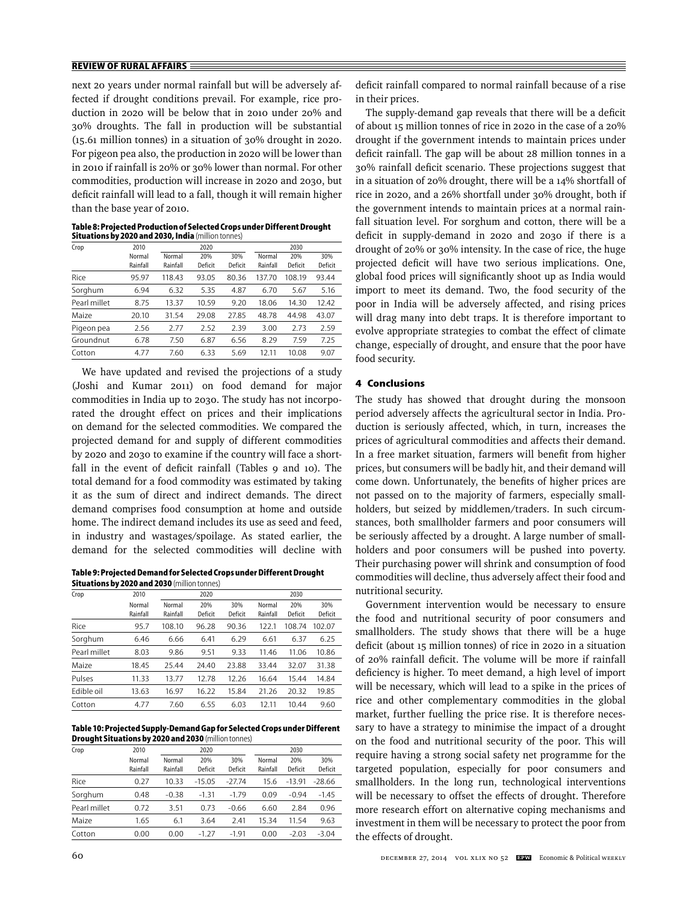next 20 years under normal rainfall but will be adversely affected if drought conditions prevail. For example, rice production in 2020 will be below that in 2010 under 20% and 30% droughts. The fall in production will be substantial (15.61 million tonnes) in a situation of 30% drought in 2020. For pigeon pea also, the production in 2020 will be lower than in 2010 if rainfall is 20% or 30% lower than normal. For other commodities, production will increase in 2020 and 2030, but deficit rainfall will lead to a fall, though it will remain higher than the base year of 2010.

**Table 8: Projected Production of Selected Crops under Different Drought Situations by 2020 and 2030, India** (million tonnes)

| Crop | 2010 | 2020 | | | 2030 | | |
|---|---|---|---|---|---|---|---|
| | Normal Rainfall | Normal Rainfall | 20% Deficit | 30% Deficit | Normal Rainfall | 20% Deficit | 30% Deficit |
| Rice | 95.97 | 118.43 | 93.05 | 80.36 | 137.70 | 108.19 | 93.44 |
| Sorghum | 6.94 | 6.32 | 5.35 | 4.87 | 6.70 | 5.67 | 5.16 |
| Pearl millet | 8.75 | 13.37 | 10.59 | 9.20 | 18.06 | 14.30 | 12.42 |
| Maize | 20.10 | 31.54 | 29.08 | 27.85 | 48.78 | 44.98 | 43.07 |
| Pigeon pea | 2.56 | 2.77 | 2.52 | 2.39 | 3.00 | 2.73 | 2.59 |
| Groundnut | 6.78 | 7.50 | 6.87 | 6.56 | 8.29 | 7.59 | 7.25 |
| Cotton | 4.77 | 7.60 | 6.33 | 5.69 | 12.11 | 10.08 | 9.07 |

We have updated and revised the projections of a study (Joshi and Kumar 2011) on food demand for major commodities in India up to 2030. The study has not incorporated the drought effect on prices and their implications on demand for the selected commodities. We compared the projected demand for and supply of different commodities by 2020 and 2030 to examine if the country will face a shortfall in the event of deficit rainfall (Tables 9 and 10). The total demand for a food commodity was estimated by taking it as the sum of direct and indirect demands. The direct demand comprises food consumption at home and outside home. The indirect demand includes its use as seed and feed, in industry and wastages/spoilage. As stated earlier, the demand for the selected commodities will decline with deficit rainfall compared to normal rainfall because of a rise in their prices.

**Table 9: Projected Demand for Selected Crops under Different Drought Situations by 2020 and 2030** (million tonnes)

| Crop | 2010 | 2020 | | | 2030 | | |
|---|---|---|---|---|---|---|---|
| | Normal Rainfall | Normal Rainfall | 20% Deficit | 30% Deficit | Normal Rainfall | 20% Deficit | 30% Deficit |
| Rice | 95.7 | 108.10 | 96.28 | 90.36 | 122.1 | 108.74 | 102.07 |
| Sorghum | 6.46 | 6.66 | 6.41 | 6.29 | 6.61 | 6.37 | 6.25 |
| Pearl millet | 8.03 | 9.86 | 9.51 | 9.33 | 11.46 | 11.06 | 10.86 |
| Maize | 18.45 | 25.44 | 24.40 | 23.88 | 33.44 | 32.07 | 31.38 |
| Pulses | 11.33 | 13.77 | 12.78 | 12.26 | 16.64 | 15.44 | 14.84 |
| Edible oil | 13.63 | 16.97 | 16.22 | 15.84 | 21.26 | 20.32 | 19.85 |
| Cotton | 4.77 | 7.60 | 6.55 | 6.03 | 12.11 | 10.44 | 9.60 |

**Table 10: Projected Supply-Demand Gap for Selected Crops under Different Drought Situations by 2020 and 2030** (million tonnes)

| Crop | 2010 | 2020 | | | 2030 | | |
|---|---|---|---|---|---|---|---|
| | Normal Rainfall | Normal Rainfall | 20% Deficit | 30% Deficit | Normal Rainfall | 20% Deficit | 30% Deficit |
| Rice | 0.27 | 10.33 | -15.05 | -27.74 | 15.6 | -13.91 | -28.66 |
| Sorghum | 0.48 | -0.38 | -1.31 | -1.79 | 0.09 | -0.94 | -1.45 |
| Pearl millet | 0.72 | 3.51 | 0.73 | -0.66 | 6.60 | 2.84 | 0.96 |
| Maize | 1.65 | 6.1 | 3.64 | 2.41 | 15.34 | 11.54 | 9.63 |
| Cotton | 0.00 | 0.00 | -1.27 | -1.91 | 0.00 | -2.03 | -3.04 |

The supply-demand gap reveals that there will be a deficit of about 15 million tonnes of rice in 2020 in the case of a 20% drought if the government intends to maintain prices under deficit rainfall. The gap will be about 28 million tonnes in a 30% rainfall deficit scenario. These projections suggest that in a situation of 20% drought, there will be a 14% shortfall of rice in 2020, and a 26% shortfall under 30% drought, both if the government intends to maintain prices at a normal rainfall situation level. For sorghum and cotton, there will be a deficit in supply-demand in 2020 and 2030 if there is a drought of 20% or 30% intensity. In the case of rice, the huge projected deficit will have two serious implications. One, global food prices will significantly shoot up as India would import to meet its demand. Two, the food security of the poor in India will be adversely affected, and rising prices will drag many into debt traps. It is therefore important to evolve appropriate strategies to combat the effect of climate change, especially of drought, and ensure that the poor have food security.

## 4 Conclusions

The study has showed that drought during the monsoon period adversely affects the agricultural sector in India. Production is seriously affected, which, in turn, increases the prices of agricultural commodities and affects their demand. In a free market situation, farmers will benefit from higher prices, but consumers will be badly hit, and their demand will come down. Unfortunately, the benefits of higher prices are not passed on to the majority of farmers, especially smallholders, but seized by middlemen/traders. In such circumstances, both smallholder farmers and poor consumers will be seriously affected by a drought. A large number of smallholders and poor consumers will be pushed into poverty. Their purchasing power will shrink and consumption of food commodities will decline, thus adversely affect their food and nutritional security.

Government intervention would be necessary to ensure the food and nutritional security of poor consumers and smallholders. The study shows that there will be a huge deficit (about 15 million tonnes) of rice in 2020 in a situation of 20% rainfall deficit. The volume will be more if rainfall deficiency is higher. To meet demand, a high level of import will be necessary, which will lead to a spike in the prices of rice and other complementary commodities in the global market, further fuelling the price rise. It is therefore necessary to have a strategy to minimise the impact of a drought on the food and nutritional security of the poor. This will require having a strong social safety net programme for the targeted population, especially for poor consumers and smallholders. In the long run, technological interventions will be necessary to offset the effects of drought. Therefore more research effort on alternative coping mechanisms and investment in them will be necessary to protect the poor from the effects of drought.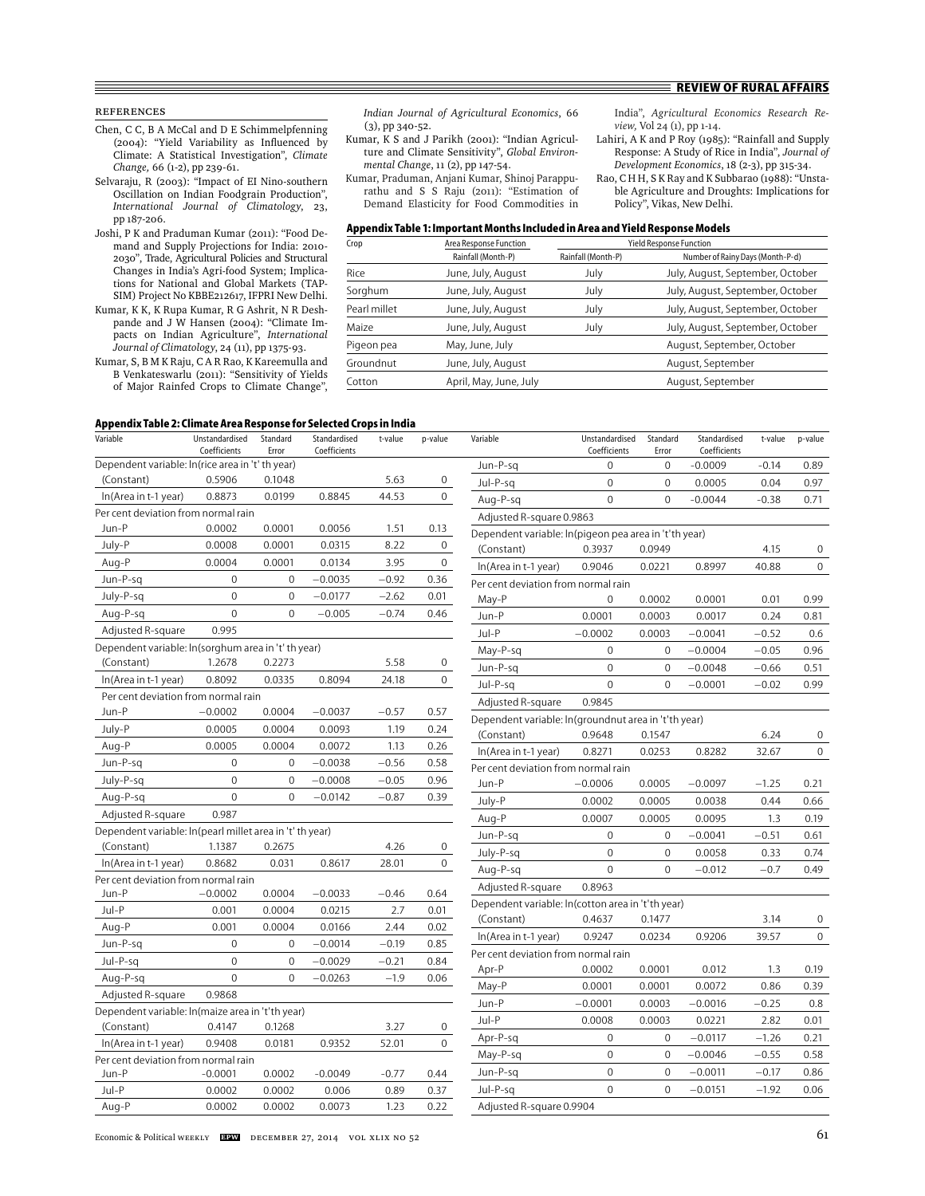## References

Chen, C C, B A McCal and D E Schimmelpfenning (2004): "Yield Variability as Influenced by Climate: A Statistical Investigation", *Climate Change,* 66 (1-2), pp 239-61.

Selvaraju, R (2003): "Impact of El Nino-southern Oscillation on Indian Foodgrain Production", *International Journal of Climatology*, 23, pp 187-206.

Joshi, P K and Praduman Kumar (2011): "Food Demand and Supply Projections for India: 2010-2030", Trade, Agricultural Policies and Structural Changes in India's Agri-food System; Implications for National and Global Markets (TAPSIM) Project No KBBE212617, IFPRI New Delhi.

Kumar, K K, K Rupa Kumar, R G Ashrit, N R Deshpande and J W Hansen (2004): "Climate Impacts on Indian Agriculture", *International Journal of Climatology*, 24 (11), pp 1375-93.

Kumar, S, B M K Raju, C A R Rao, K Kareemulla and B Venkateswarlu (2011): "Sensitivity of Yields of Major Rainfed Crops to Climate Change", *Indian Journal of Agricultural Economics*, 66 (3), pp 340-52.

Kumar, K S and J Parikh (2001): "Indian Agriculture and Climate Sensitivity", *Global Environmental Change*, 11 (2), pp 147-54.

Kumar, Praduman, Anjani Kumar, Shinoj Parappurathu and S S Raju (2011): "Estimation of Demand Elasticity for Food Commodities in India", *Agricultural Economics Research Review,* Vol 24 (1), pp 1-14.

Lahiri, A K and P Roy (1985): "Rainfall and Supply Response: A Study of Rice in India", *Journal of Development Economics*, 18 (2-3), pp 315-34.

Rao, C H H, S K Ray and K Subbarao (1988): "Unstable Agriculture and Droughts: Implications for Policy", Vikas, New Delhi.

### Appendix Table 1: Important Months Included in Area and Yield Response Models

| Crop | Area Response Function | Yield Response Function | |
|---|---|---|---|
| | Rainfall (Month-P) | Rainfall (Month-P) | Number of Rainy Days (Month-P-d) |
| Rice | June, July, August | July | July, August, September, October |
| Sorghum | June, July, August | July | July, August, September, October |
| Pearl millet | June, July, August | July | July, August, September, October |
| Maize | June, July, August | July | July, August, September, October |
| Pigeon pea | May, June, July | | August, September, October |
| Groundnut | June, July, August | | August, September |
| Cotton | April, May, June, July | | August, September |

### Appendix Table 2: Climate Area Response for Selected Crops in India

| Variable | Unstandardised Coefficients | Standard Error | Standardised Coefficients | t-value | p-value |
|---|---|---|---|---|---|
| Dependent variable: ln(rice area in 't' th year) | | | | | |
| (Constant) | 0.5906 | 0.1048 | | 5.63 | 0 |
| ln(Area in t-1 year) | 0.8873 | 0.0199 | 0.8845 | 44.53 | 0 |
| Per cent deviation from normal rain | | | | | |
| Jun-P | 0.0002 | 0.0001 | 0.0056 | 1.51 | 0.13 |
| July-P | 0.0008 | 0.0001 | 0.0315 | 8.22 | 0 |
| Aug-P | 0.0004 | 0.0001 | 0.0134 | 3.95 | 0 |
| Jun-P-sq | 0 | 0 | −0.0035 | −0.92 | 0.36 |
| July-P-sq | 0 | 0 | −0.0177 | −2.62 | 0.01 |
| Aug-P-sq | 0 | 0 | −0.005 | −0.74 | 0.46 |
| Adjusted R-square | 0.995 | | | | |
| Dependent variable: ln(sorghum area in 't' th year) | | | | | |
| (Constant) | 1.2678 | 0.2273 | | 5.58 | 0 |
| ln(Area in t-1 year) | 0.8092 | 0.0335 | 0.8094 | 24.18 | 0 |
| Per cent deviation from normal rain | | | | | |
| Jun-P | −0.0002 | 0.0004 | −0.0037 | −0.57 | 0.57 |
| July-P | 0.0005 | 0.0004 | 0.0093 | 1.19 | 0.24 |
| Aug-P | 0.0005 | 0.0004 | 0.0072 | 1.13 | 0.26 |
| Jun-P-sq | 0 | 0 | −0.0038 | −0.56 | 0.58 |
| July-P-sq | 0 | 0 | −0.0008 | −0.05 | 0.96 |
| Aug-P-sq | 0 | 0 | −0.0142 | −0.87 | 0.39 |
| Adjusted R-square | 0.987 | | | | |
| Dependent variable: ln(pearl millet area in 't' th year) | | | | | |
| (Constant) | 1.1387 | 0.2675 | | 4.26 | 0 |
| ln(Area in t-1 year) | 0.8682 | 0.031 | 0.8617 | 28.01 | 0 |
| Per cent deviation from normal rain | | | | | |
| Jun-P | −0.0002 | 0.0004 | −0.0033 | −0.46 | 0.64 |
| Jul-P | 0.001 | 0.0004 | 0.0215 | 2.7 | 0.01 |
| Aug-P | 0.001 | 0.0004 | 0.0166 | 2.44 | 0.02 |
| Jun-P-sq | 0 | 0 | −0.0014 | −0.19 | 0.85 |
| Jul-P-sq | 0 | 0 | −0.0029 | −0.21 | 0.84 |
| Aug-P-sq | 0 | 0 | −0.0263 | −1.9 | 0.06 |
| Adjusted R-square | 0.9868 | | | | |
| Dependent variable: ln(maize area in 't'th year) | | | | | |
| (Constant) | 0.4147 | 0.1268 | | 3.27 | 0 |
| ln(Area in t-1 year) | 0.9408 | 0.0181 | 0.9352 | 52.01 | 0 |
| Per cent deviation from normal rain | | | | | |
| Jun-P | -0.0001 | 0.0002 | -0.0049 | -0.77 | 0.44 |
| Jul-P | 0.0002 | 0.0002 | 0.006 | 0.89 | 0.37 |
| Aug-P | 0.0002 | 0.0002 | 0.0073 | 1.23 | 0.22 |
| Jun-P-sq | 0 | 0 | −0.0009 | −0.14 | 0.89 |
| Jul-P-sq | 0 | 0 | 0.0005 | 0.04 | 0.97 |
| Aug-P-sq | 0 | 0 | −0.0044 | −0.38 | 0.71 |
| Adjusted R-square 0.9863 | | | | | |
| Dependent variable: ln(pigeon pea area in 't'th year) | | | | | |
| (Constant) | 0.3937 | 0.0949 | | 4.15 | 0 |
| ln(Area in t-1 year) | 0.9046 | 0.0221 | 0.8997 | 40.88 | 0 |
| Per cent deviation from normal rain | | | | | |
| May-P | 0 | 0.0002 | 0.0001 | 0.01 | 0.99 |
| Jun-P | 0.0001 | 0.0003 | 0.0017 | 0.24 | 0.81 |
| Jul-P | −0.0002 | 0.0003 | −0.0041 | −0.52 | 0.6 |
| May-P-sq | 0 | 0 | −0.0004 | −0.05 | 0.96 |
| Jun-P-sq | 0 | 0 | −0.0048 | −0.66 | 0.51 |
| Jul-P-sq | 0 | 0 | −0.0001 | −0.02 | 0.99 |
| Adjusted R-square | 0.9845 | | | | |
| Dependent variable: ln(groundnut area in 't'th year) | | | | | |
| (Constant) | 0.9648 | 0.1547 | | 6.24 | 0 |
| ln(Area in t-1 year) | 0.8271 | 0.0253 | 0.8282 | 32.67 | 0 |
| Per cent deviation from normal rain | | | | | |
| Jun-P | −0.0006 | 0.0005 | −0.0097 | −1.25 | 0.21 |
| July-P | 0.0002 | 0.0005 | 0.0038 | 0.44 | 0.66 |
| Aug-P | 0.0007 | 0.0005 | 0.0095 | 1.3 | 0.19 |
| Jun-P-sq | 0 | 0 | −0.0041 | −0.51 | 0.61 |
| July-P-sq | 0 | 0 | 0.0058 | 0.33 | 0.74 |
| Aug-P-sq | 0 | 0 | −0.012 | −0.7 | 0.49 |
| Adjusted R-square | 0.8963 | | | | |
| Dependent variable: ln(cotton area in 't'th year) | | | | | |
| (Constant) | 0.4637 | 0.1477 | | 3.14 | 0 |
| ln(Area in t-1 year) | 0.9247 | 0.0234 | 0.9206 | 39.57 | 0 |
| Per cent deviation from normal rain | | | | | |
| Apr-P | 0.0002 | 0.0001 | 0.012 | 1.3 | 0.19 |
| May-P | 0.0001 | 0.0001 | 0.0072 | 0.86 | 0.39 |
| Jun-P | −0.0001 | 0.0003 | −0.0016 | −0.25 | 0.8 |
| Jul-P | 0.0008 | 0.0003 | 0.0221 | 2.82 | 0.01 |
| Apr-P-sq | 0 | 0 | −0.0117 | −1.26 | 0.21 |
| May-P-sq | 0 | 0 | −0.0046 | −0.55 | 0.58 |
| Jun-P-sq | 0 | 0 | −0.0011 | −0.17 | 0.86 |
| Jul-P-sq | 0 | 0 | −0.0151 | −1.92 | 0.06 |
| Adjusted R-square 0.9904 | | | | | |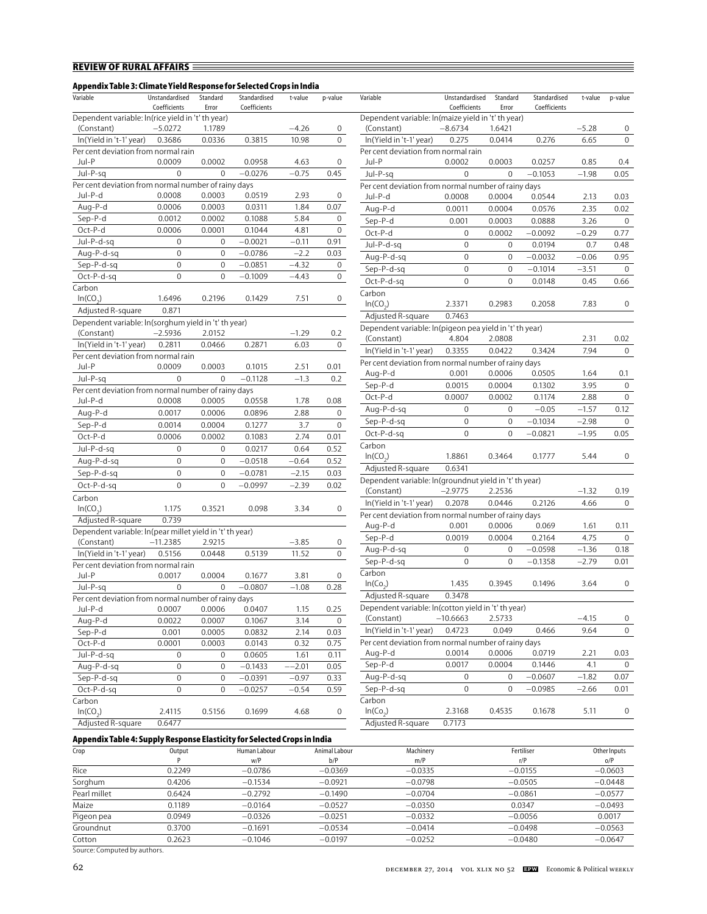### Appendix Table 3: Climate Yield Response for Selected Crops in India

| Variable | Unstandardised Coefficients | Standard Error | Standardised Coefficients | t-value | p-value |
|---|---|---|---|---|---|
| Dependent variable: ln(rice yield in 't' th year) | | | | | |
| (Constant) | −5.0272 | 1.1789 | | −4.26 | 0 |
| ln(Yield in 't-1' year) | 0.3686 | 0.0336 | 0.3815 | 10.98 | 0 |
| Per cent deviation from normal rain | | | | | |
| Jul-P | 0.0009 | 0.0002 | 0.0958 | 4.63 | 0 |
| Jul-P-sq | 0 | 0 | −0.0276 | −0.75 | 0.45 |
| Per cent deviation from normal number of rainy days | | | | | |
| Jul-P-d | 0.0008 | 0.0003 | 0.0519 | 2.93 | 0 |
| Aug-P-d | 0.0006 | 0.0003 | 0.0311 | 1.84 | 0.07 |
| Sep-P-d | 0.0012 | 0.0002 | 0.1088 | 5.84 | 0 |
| Oct-P-d | 0.0006 | 0.0001 | 0.1044 | 4.81 | 0 |
| Jul-P-d-sq | 0 | 0 | −0.0021 | −0.11 | 0.91 |
| Aug-P-d-sq | 0 | 0 | −0.0786 | −2.2 | 0.03 |
| Sep-P-d-sq | 0 | 0 | −0.0851 | −4.32 | 0 |
| Oct-P-d-sq | 0 | 0 | −0.1009 | −4.43 | 0 |
| Carbon | | | | | |
| $\ln(CO_2)$ | 1.6496 | 0.2196 | 0.1429 | 7.51 | 0 |
| Adjusted R-square | 0.871 | | | | |
| Dependent variable: ln(sorghum yield in 't' th year) | | | | | |
| (Constant) | −2.5936 | 2.0152 | | −1.29 | 0.2 |
| ln(Yield in 't-1' year) | 0.2811 | 0.0466 | 0.2871 | 6.03 | 0 |
| Per cent deviation from normal rain | | | | | |
| Jul-P | 0.0009 | 0.0003 | 0.1015 | 2.51 | 0.01 |
| Jul-P-sq | 0 | 0 | −0.1128 | −1.3 | 0.2 |
| Per cent deviation from normal number of rainy days | | | | | |
| Jul-P-d | 0.0008 | 0.0005 | 0.0558 | 1.78 | 0.08 |
| Aug-P-d | 0.0017 | 0.0006 | 0.0896 | 2.88 | 0 |
| Sep-P-d | 0.0014 | 0.0004 | 0.1277 | 3.7 | 0 |
| Oct-P-d | 0.0006 | 0.0002 | 0.1083 | 2.74 | 0.01 |
| Jul-P-d-sq | 0 | 0 | 0.0217 | 0.64 | 0.52 |
| Aug-P-d-sq | 0 | 0 | −0.0518 | −0.64 | 0.52 |
| Sep-P-d-sq | 0 | 0 | −0.0781 | −2.15 | 0.03 |
| Oct-P-d-sq | 0 | 0 | −0.0997 | −2.39 | 0.02 |
| Carbon | | | | | |
| $\ln(CO_2)$ | 1.175 | 0.3521 | 0.098 | 3.34 | 0 |
| Adjusted R-square | 0.739 | | | | |
| Dependent variable: ln(pearl millet yield in 't' th year) | | | | | |
| (Constant) | −11.2385 | 2.9215 | | −3.85 | 0 |
| ln(Yield in 't-1' year) | 0.5156 | 0.0448 | 0.5139 | 11.52 | 0 |
| Per cent deviation from normal rain | | | | | |
| Jul-P | 0.0017 | 0.0004 | 0.1677 | 3.81 | 0 |
| Jul-P-sq | 0 | 0 | −0.0807 | −1.08 | 0.28 |
| Per cent deviation from normal number of rainy days | | | | | |
| Jul-P-d | 0.0007 | 0.0006 | 0.0407 | 1.15 | 0.25 |
| Aug-P-d | 0.0022 | 0.0007 | 0.1067 | 3.14 | 0 |
| Sep-P-d | 0.001 | 0.0005 | 0.0832 | 2.14 | 0.03 |
| Oct-P-d | 0.0001 | 0.0003 | 0.0143 | 0.32 | 0.75 |
| Jul-P-d-sq | 0 | 0 | 0.0605 | 1.61 | 0.11 |
| Aug-P-d-sq | 0 | 0 | −0.1433 | −−2.01 | 0.05 |
| Sep-P-d-sq | 0 | 0 | −0.0391 | −0.97 | 0.33 |
| Oct-P-d-sq | 0 | 0 | −0.0257 | −0.54 | 0.59 |
| Carbon | | | | | |
| $\ln(CO_2)$ | 2.4115 | 0.5156 | 0.1699 | 4.68 | 0 |
| Adjusted R-square | 0.6477 | | | | |
| Dependent variable: ln(maize yield in 't' th year) | | | | | |
| (Constant) | −8.6734 | 1.6421 | | −5.28 | 0 |
| ln(Yield in 't-1' year) | 0.275 | 0.0414 | 0.276 | 6.65 | 0 |
| Per cent deviation from normal rain | | | | | |
| Jul-P | 0.0002 | 0.0003 | 0.0257 | 0.85 | 0.4 |
| Jul-P-sq | 0 | 0 | −0.1053 | −1.98 | 0.05 |
| Per cent deviation from normal number of rainy days | | | | | |
| Jul-P-d | 0.0008 | 0.0004 | 0.0544 | 2.13 | 0.03 |
| Aug-P-d | 0.0011 | 0.0004 | 0.0576 | 2.35 | 0.02 |
| Sep-P-d | 0.001 | 0.0003 | 0.0888 | 3.26 | 0 |
| Oct-P-d | 0 | 0.0002 | −0.0092 | −0.29 | 0.77 |
| Jul-P-d-sq | 0 | 0 | 0.0194 | 0.7 | 0.48 |
| Aug-P-d-sq | 0 | 0 | −0.0032 | −0.06 | 0.95 |
| Sep-P-d-sq | 0 | 0 | −0.1014 | −3.51 | 0 |
| Oct-P-d-sq | 0 | 0 | 0.0148 | 0.45 | 0.66 |
| Carbon | | | | | |
| $\ln(CO_2)$ | 2.3371 | 0.2983 | 0.2058 | 7.83 | 0 |
| Adjusted R-square | 0.7463 | | | | |
| Dependent variable: ln(pigeon pea yield in 't' th year) | | | | | |
| (Constant) | 4.804 | 2.0808 | | 2.31 | 0.02 |
| ln(Yield in 't-1' year) | 0.3355 | 0.0422 | 0.3424 | 7.94 | 0 |
| Per cent deviation from normal number of rainy days | | | | | |
| Aug-P-d | 0.001 | 0.0006 | 0.0505 | 1.64 | 0.1 |
| Sep-P-d | 0.0015 | 0.0004 | 0.1302 | 3.95 | 0 |
| Oct-P-d | 0.0007 | 0.0002 | 0.1174 | 2.88 | 0 |
| Aug-P-d-sq | 0 | 0 | −0.05 | −1.57 | 0.12 |
| Sep-P-d-sq | 0 | 0 | −0.1034 | −2.98 | 0 |
| Oct-P-d-sq | 0 | 0 | −0.0821 | −1.95 | 0.05 |
| Carbon | | | | | |
| $\ln(CO_2)$ | 1.8861 | 0.3464 | 0.1777 | 5.44 | 0 |
| Adjusted R-square | 0.6341 | | | | |
| Dependent variable: ln(groundnut yield in 't' th year) | | | | | |
| (Constant) | −2.9775 | 2.2536 | | −1.32 | 0.19 |
| ln(Yield in 't-1' year) | 0.2078 | 0.0446 | 0.2126 | 4.66 | 0 |
| Per cent deviation from normal number of rainy days | | | | | |
| Aug-P-d | 0.001 | 0.0006 | 0.069 | 1.61 | 0.11 |
| Sep-P-d | 0.0019 | 0.0004 | 0.2164 | 4.75 | 0 |
| Aug-P-d-sq | 0 | 0 | −0.0598 | −1.36 | 0.18 |
| Sep-P-d-sq | 0 | 0 | −0.1358 | −2.79 | 0.01 |
| Carbon | | | | | |
| $\ln(Co_2)$ | 1.435 | 0.3945 | 0.1496 | 3.64 | 0 |
| Adjusted R-square | 0.3478 | | | | |
| Dependent variable: ln(cotton yield in 't' th year) | | | | | |
| (Constant) | −10.6663 | 2.5733 | | −4.15 | 0 |
| ln(Yield in 't-1' year) | 0.4723 | 0.049 | 0.466 | 9.64 | 0 |
| Per cent deviation from normal number of rainy days | | | | | |
| Aug-P-d | 0.0014 | 0.0006 | 0.0719 | 2.21 | 0.03 |
| Sep-P-d | 0.0017 | 0.0004 | 0.1446 | 4.1 | 0 |
| Aug-P-d-sq | 0 | 0 | −0.0607 | −1.82 | 0.07 |
| Sep-P-d-sq | 0 | 0 | −0.0985 | −2.66 | 0.01 |
| Carbon | | | | | |
| $\ln(Co_2)$ | 2.3168 | 0.4535 | 0.1678 | 5.11 | 0 |
| Adjusted R-square | 0.7173 | | | | |

### Appendix Table 4: Supply Response Elasticity for Selected Crops in India

| Crop | Output P | Human Labour w/P | Animal Labour b/P | Machinery m/P | Fertiliser r/P | Other Inputs o/P |
|---|---|---|---|---|---|---|
| Rice | 0.2249 | −0.0786 | −0.0369 | −0.0335 | −0.0155 | −0.0603 |
| Sorghum | 0.4206 | −0.1534 | −0.0921 | −0.0798 | −0.0505 | −0.0448 |
| Pearl millet | 0.6424 | −0.2792 | −0.1490 | −0.0704 | −0.0861 | −0.0577 |
| Maize | 0.1189 | −0.0164 | −0.0527 | −0.0350 | 0.0347 | −0.0493 |
| Pigeon pea | 0.0949 | −0.0326 | −0.0251 | −0.0332 | −0.0056 | 0.0017 |
| Groundnut | 0.3700 | −0.1691 | −0.0534 | −0.0414 | −0.0498 | −0.0563 |
| Cotton | 0.2623 | −0.1046 | −0.0197 | −0.0252 | −0.0480 | −0.0647 |

Source: Computed by authors.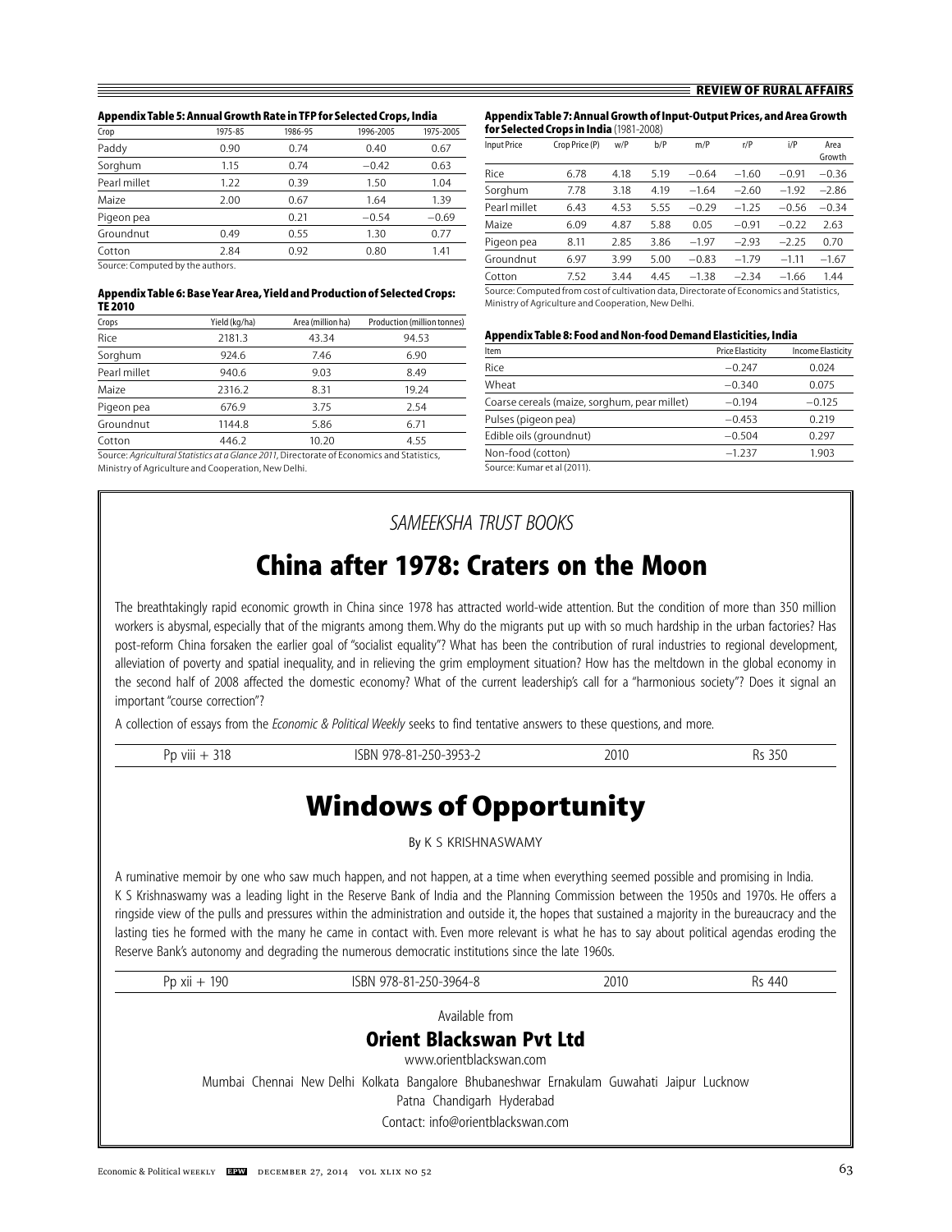**Appendix Table 5: Annual Growth Rate in TFP for Selected Crops, India**

| Crop | 1975-85 | 1986-95 | 1996-2005 | 1975-2005 |
|---|---|---|---|---|
| Paddy | 0.90 | 0.74 | 0.40 | 0.67 |
| Sorghum | 1.15 | 0.74 | −0.42 | 0.63 |
| Pearl millet | 1.22 | 0.39 | 1.50 | 1.04 |
| Maize | 2.00 | 0.67 | 1.64 | 1.39 |
| Pigeon pea | | 0.21 | −0.54 | −0.69 |
| Groundnut | 0.49 | 0.55 | 1.30 | 0.77 |
| Cotton | 2.84 | 0.92 | 0.80 | 1.41 |

Source: Computed by the authors.

**Appendix Table 6: Base Year Area, Yield and Production of Selected Crops: TE 2010**

| Crops | Yield (kg/ha) | Area (million ha) | Production (million tonnes) |
|---|---|---|---|
| Rice | 2181.3 | 43.34 | 94.53 |
| Sorghum | 924.6 | 7.46 | 6.90 |
| Pearl millet | 940.6 | 9.03 | 8.49 |
| Maize | 2316.2 | 8.31 | 19.24 |
| Pigeon pea | 676.9 | 3.75 | 2.54 |
| Groundnut | 1144.8 | 5.86 | 6.71 |
| Cotton | 446.2 | 10.20 | 4.55 |

Source: *Agricultural Statistics at a Glance 2011*, Directorate of Economics and Statistics, Ministry of Agriculture and Cooperation, New Delhi.

**Appendix Table 7: Annual Growth of Input-Output Prices, and Area Growth for Selected Crops in India** (1981-2008)

| Input Price | Crop Price (P) | w/P | b/P | m/P | r/P | i/P | Area Growth |
|---|---|---|---|---|---|---|---|
| Rice | 6.78 | 4.18 | 5.19 | −0.64 | −1.60 | −0.91 | −0.36 |
| Sorghum | 7.78 | 3.18 | 4.19 | −1.64 | −2.60 | −1.92 | −2.86 |
| Pearl millet | 6.43 | 4.53 | 5.55 | −0.29 | −1.25 | −0.56 | −0.34 |
| Maize | 6.09 | 4.87 | 5.88 | 0.05 | −0.91 | −0.22 | 2.63 |
| Pigeon pea | 8.11 | 2.85 | 3.86 | −1.97 | −2.93 | −2.25 | 0.70 |
| Groundnut | 6.97 | 3.99 | 5.00 | −0.83 | −1.79 | −1.11 | −1.67 |
| Cotton | 7.52 | 3.44 | 4.45 | −1.38 | −2.34 | −1.66 | 1.44 |

Source: Computed from cost of cultivation data, Directorate of Economics and Statistics, Ministry of Agriculture and Cooperation, New Delhi.

**Appendix Table 8: Food and Non-food Demand Elasticities, India**

| Item | Price Elasticity | Income Elasticity |
|---|---|---|
| Rice | −0.247 | 0.024 |
| Wheat | −0.340 | 0.075 |
| Coarse cereals (maize, sorghum, pearl millet) | −0.194 | −0.125 |
| Pulses (pigeon pea) | −0.453 | 0.219 |
| Edible oils (groundnut) | −0.504 | 0.297 |
| Non-food (cotton) | −1.237 | 1.903 |

Source: Kumar et al (2011).

*SAMEEKSHA TRUST BOOKS*

# China after 1978: Craters on the Moon

The breathtakingly rapid economic growth in China since 1978 has attracted world-wide attention. But the condition of more than 350 million workers is abysmal, especially that of the migrants among them. Why do the migrants put up with so much hardship in the urban factories? Has post-reform China forsaken the earlier goal of "socialist equality"? What has been the contribution of rural industries to regional development, alleviation of poverty and spatial inequality, and in relieving the grim employment situation? How has the meltdown in the global economy in the second half of 2008 affected the domestic economy? What of the current leadership's call for a "harmonious society"? Does it signal an important "course correction"?

A collection of essays from the *Economic & Political Weekly* seeks to find tentative answers to these questions, and more.

Pp viii + 318 | ISBN 978-81-250-3953-2 | 2010 | Rs 350

# Windows of Opportunity

By K S KRISHNASWAMY

A ruminative memoir by one who saw much happen, and not happen, at a time when everything seemed possible and promising in India. K S Krishnaswamy was a leading light in the Reserve Bank of India and the Planning Commission between the 1950s and 1970s. He offers a ringside view of the pulls and pressures within the administration and outside it, the hopes that sustained a majority in the bureaucracy and the lasting ties he formed with the many he came in contact with. Even more relevant is what he has to say about political agendas eroding the Reserve Bank's autonomy and degrading the numerous democratic institutions since the late 1960s.

Pp xii + 190 | ISBN 978-81-250-3964-8 | 2010 | Rs 440

Available from

**Orient Blackswan Pvt Ltd**

www.orientblackswan.com

Mumbai Chennai New Delhi Kolkata Bangalore Bhubaneshwar Ernakulam Guwahati Jaipur Lucknow Patna Chandigarh Hyderabad

Contact: info@orientblackswan.com